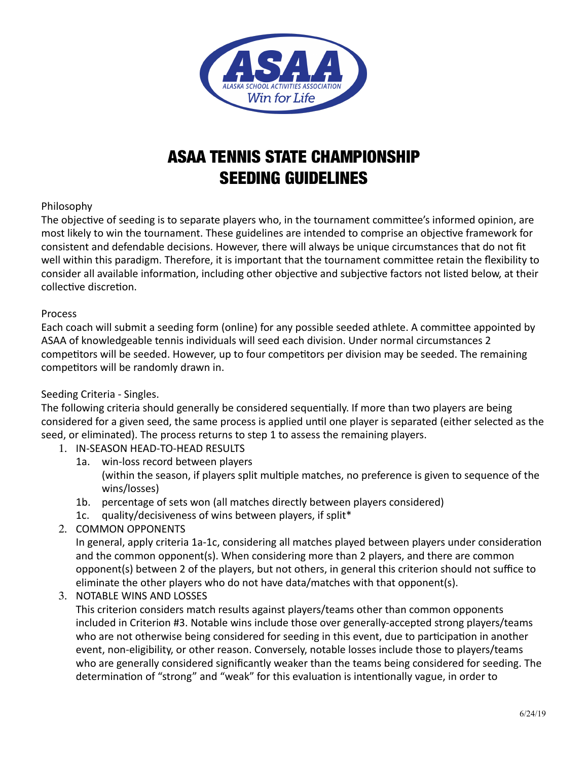# ASAA TENNIS STATE CHAMPIONSHIP SEEDING GUIDELINES

Philosophy

The objective of seeding is to separate players who, in the tournament committee's informed opinion, are most likely to win the tournament. These guidelines are intended to comprise an objective framework for consistent and defendable decisions. However, there will always be unique circumstances that do not fit well within this paradigm. Therefore, it is important that the tournament committee retain the flexibility to consider all available information, including other objective and subjective factors not listed below, at their collective discretion.

Process

Each coach will submit a seeding form (online) for any possible seeded athlete. A committee appointed by ASAA of knowledgeable tennis individuals will seed each division. Under normal circumstances 2 competitors will be seeded. However, up to four competitors per division may be seeded. The remaining competitors will be randomly drawn in.

Seeding Criteria - Singles.

The following criteria should generally be considered sequentially. If more than two players are being considered for a given seed, the same process is applied until one player is separated (either selected as the seed, or eliminated). The process returns to step 1 to assess the remaining players.

1. IN-SEASON HEAD-TO-HEAD RESULTS
   - 1a. win-loss record between players
     (within the season, if players split multiple matches, no preference is given to sequence of the wins/losses)
   - 1b. percentage of sets won (all matches directly between players considered)
   - 1c. quality/decisiveness of wins between players, if split*
2. COMMON OPPONENTS
   In general, apply criteria 1a-1c, considering all matches played between players under consideration and the common opponent(s). When considering more than 2 players, and there are common opponent(s) between 2 of the players, but not others, in general this criterion should not suffice to eliminate the other players who do not have data/matches with that opponent(s).
3. NOTABLE WINS AND LOSSES
   This criterion considers match results against players/teams other than common opponents included in Criterion #3. Notable wins include those over generally-accepted strong players/teams who are not otherwise being considered for seeding in this event, due to participation in another event, non-eligibility, or other reason. Conversely, notable losses include those to players/teams who are generally considered significantly weaker than the teams being considered for seeding. The determination of "strong" and "weak" for this evaluation is intentionally vague, in order to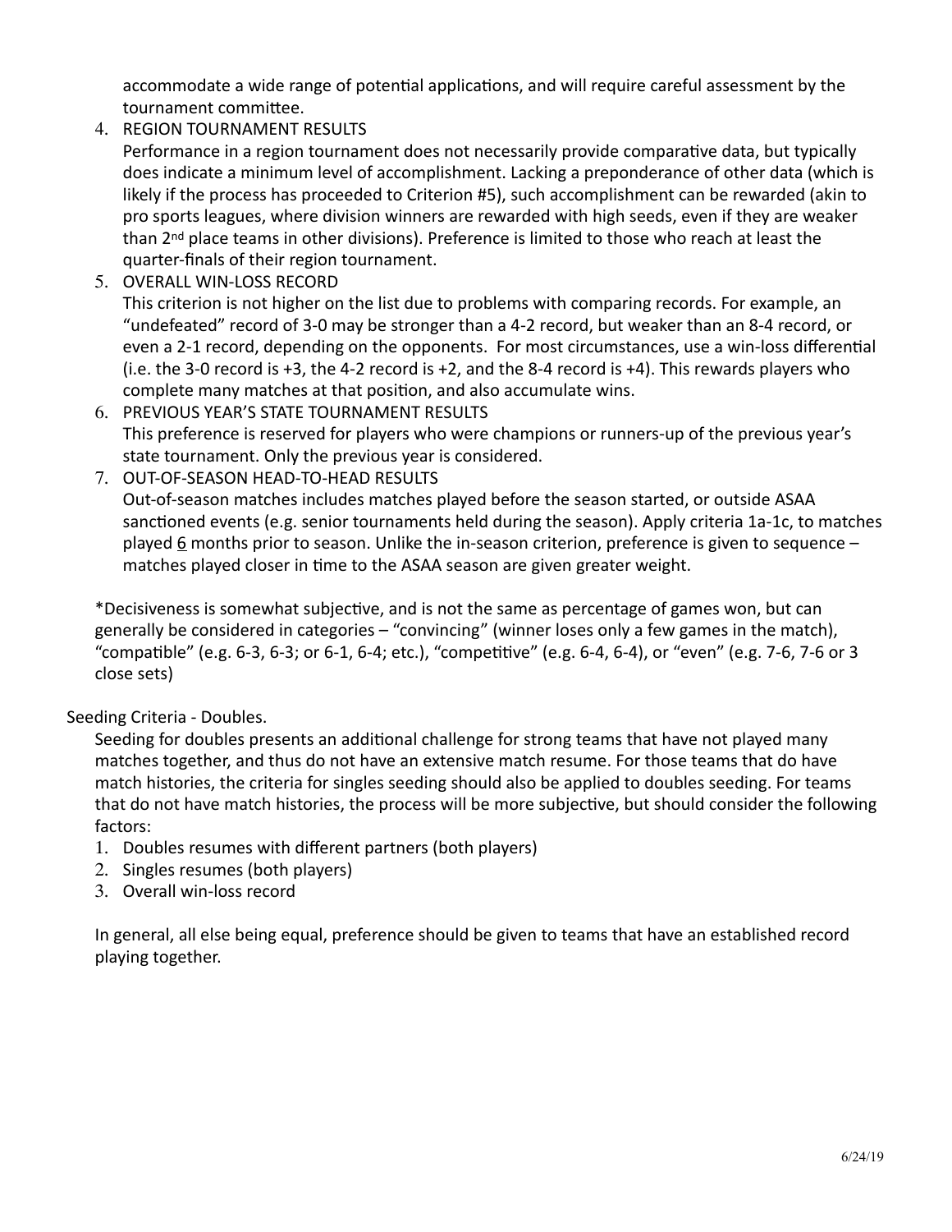accommodate a wide range of potential applications, and will require careful assessment by the tournament committee.

4. REGION TOURNAMENT RESULTS
   Performance in a region tournament does not necessarily provide comparative data, but typically does indicate a minimum level of accomplishment. Lacking a preponderance of other data (which is likely if the process has proceeded to Criterion #5), such accomplishment can be rewarded (akin to pro sports leagues, where division winners are rewarded with high seeds, even if they are weaker than 2nd place teams in other divisions). Preference is limited to those who reach at least the quarter-finals of their region tournament.
5. OVERALL WIN-LOSS RECORD
   This criterion is not higher on the list due to problems with comparing records. For example, an "undefeated" record of 3-0 may be stronger than a 4-2 record, but weaker than an 8-4 record, or even a 2-1 record, depending on the opponents. For most circumstances, use a win-loss differential (i.e. the 3-0 record is +3, the 4-2 record is +2, and the 8-4 record is +4). This rewards players who complete many matches at that position, and also accumulate wins.
6. PREVIOUS YEAR'S STATE TOURNAMENT RESULTS
   This preference is reserved for players who were champions or runners-up of the previous year's state tournament. Only the previous year is considered.
7. OUT-OF-SEASON HEAD-TO-HEAD RESULTS
   Out-of-season matches includes matches played before the season started, or outside ASAA sanctioned events (e.g. senior tournaments held during the season). Apply criteria 1a-1c, to matches played 6 months prior to season. Unlike the in-season criterion, preference is given to sequence – matches played closer in time to the ASAA season are given greater weight.

*Decisiveness is somewhat subjective, and is not the same as percentage of games won, but can generally be considered in categories – "convincing" (winner loses only a few games in the match), "compatible" (e.g. 6-3, 6-3; or 6-1, 6-4; etc.), "competitive" (e.g. 6-4, 6-4), or "even" (e.g. 7-6, 7-6 or 3 close sets)

Seeding Criteria - Doubles.

Seeding for doubles presents an additional challenge for strong teams that have not played many matches together, and thus do not have an extensive match resume. For those teams that do have match histories, the criteria for singles seeding should also be applied to doubles seeding. For teams that do not have match histories, the process will be more subjective, but should consider the following factors:

1. Doubles resumes with different partners (both players)
2. Singles resumes (both players)
3. Overall win-loss record

In general, all else being equal, preference should be given to teams that have an established record playing together.